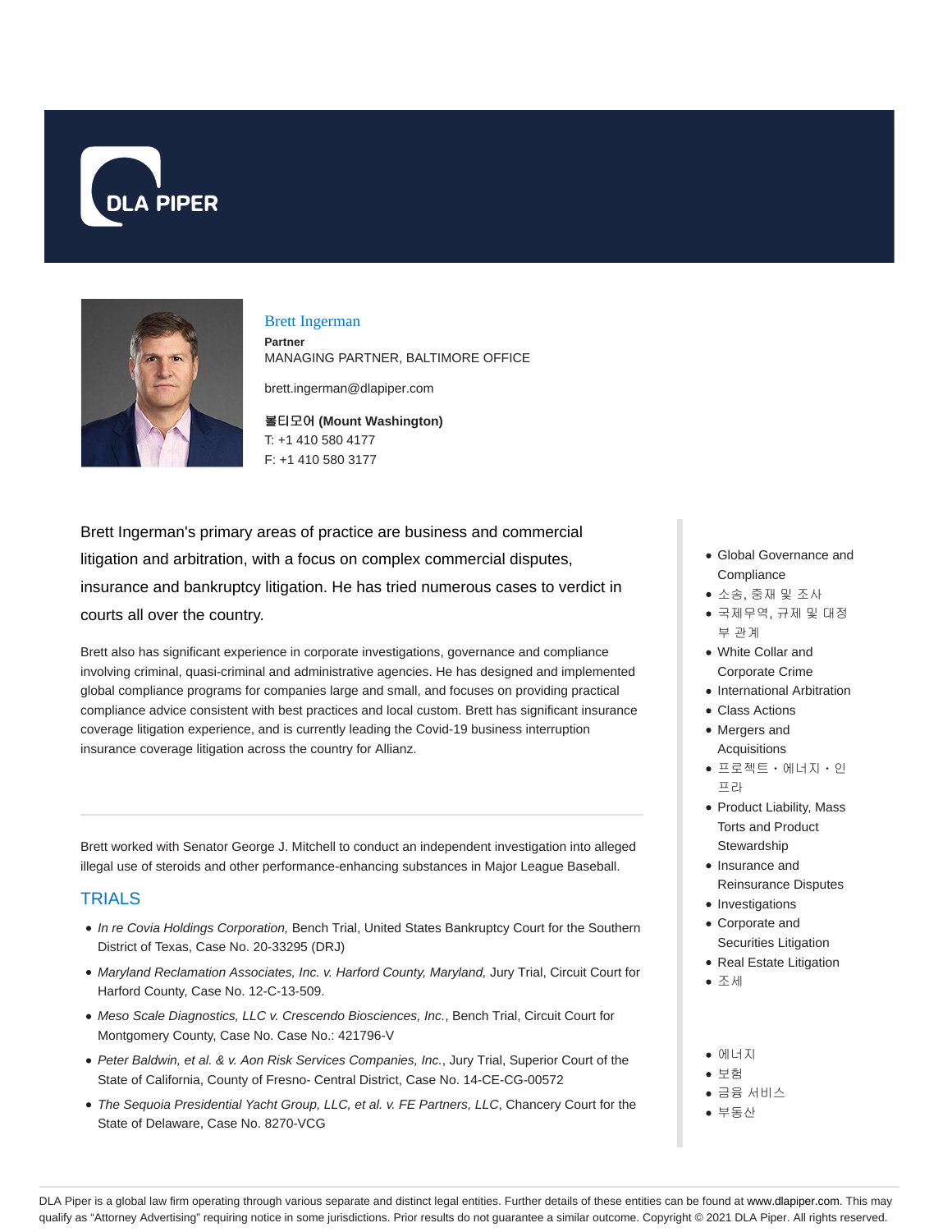# Brett Ingerman

**Partner**

MANAGING PARTNER, BALTIMORE OFFICE

brett.ingerman@dlapiper.com

**볼티모어 (Mount Washington)**

T: +1 410 580 4177

F: +1 410 580 3177

Brett Ingerman's primary areas of practice are business and commercial litigation and arbitration, with a focus on complex commercial disputes, insurance and bankruptcy litigation. He has tried numerous cases to verdict in courts all over the country.

Brett also has significant experience in corporate investigations, governance and compliance involving criminal, quasi-criminal and administrative agencies. He has designed and implemented global compliance programs for companies large and small, and focuses on providing practical compliance advice consistent with best practices and local custom. Brett has significant insurance coverage litigation experience, and is currently leading the Covid-19 business interruption insurance coverage litigation across the country for Allianz.

- Global Governance and Compliance
- 소송, 중재 및 조사
- 국제무역, 규제 및 대정부 관계
- White Collar and Corporate Crime
- International Arbitration
- Class Actions
- Mergers and Acquisitions
- 프로젝트・에너지・인프라
- Product Liability, Mass Torts and Product Stewardship
- Insurance and Reinsurance Disputes
- Investigations
- Corporate and Securities Litigation
- Real Estate Litigation
- 조세

- 에너지
- 보험
- 금융 서비스
- 부동산

Brett worked with Senator George J. Mitchell to conduct an independent investigation into alleged illegal use of steroids and other performance-enhancing substances in Major League Baseball.

## TRIALS

- *In re Covia Holdings Corporation,* Bench Trial, United States Bankruptcy Court for the Southern District of Texas, Case No. 20-33295 (DRJ)
- *Maryland Reclamation Associates, Inc. v. Harford County, Maryland,* Jury Trial, Circuit Court for Harford County, Case No. 12-C-13-509.
- *Meso Scale Diagnostics, LLC v. Crescendo Biosciences, Inc.*, Bench Trial, Circuit Court for Montgomery County, Case No. Case No.: 421796-V
- *Peter Baldwin, et al. & v. Aon Risk Services Companies, Inc.*, Jury Trial, Superior Court of the State of California, County of Fresno- Central District, Case No. 14-CE-CG-00572
- *The Sequoia Presidential Yacht Group, LLC, et al. v. FE Partners, LLC*, Chancery Court for the State of Delaware, Case No. 8270-VCG

DLA Piper is a global law firm operating through various separate and distinct legal entities. Further details of these entities can be found at www.dlapiper.com. This may qualify as "Attorney Advertising" requiring notice in some jurisdictions. Prior results do not guarantee a similar outcome. Copyright © 2021 DLA Piper. All rights reserved.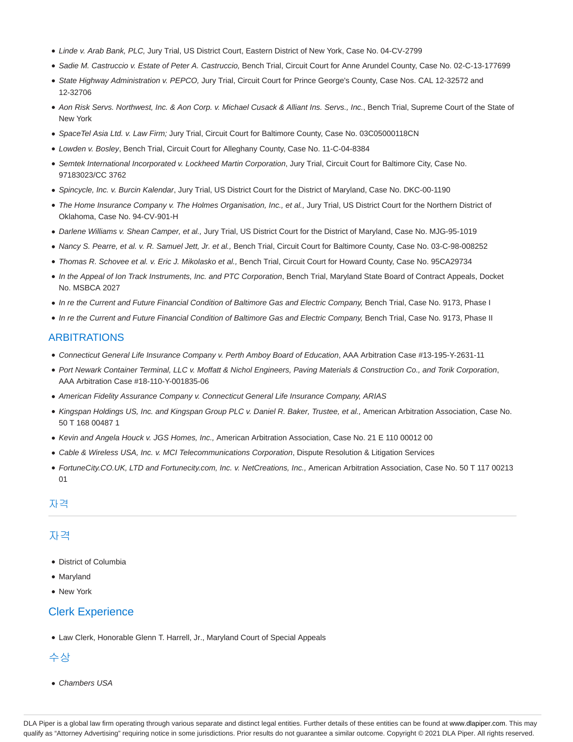- *Linde v. Arab Bank, PLC,* Jury Trial, US District Court, Eastern District of New York, Case No. 04-CV-2799
- *Sadie M. Castruccio v. Estate of Peter A. Castruccio,* Bench Trial, Circuit Court for Anne Arundel County, Case No. 02-C-13-177699
- *State Highway Administration v. PEPCO,* Jury Trial, Circuit Court for Prince George's County, Case Nos. CAL 12-32572 and 12-32706
- *Aon Risk Servs. Northwest, Inc. & Aon Corp. v. Michael Cusack & Alliant Ins. Servs., Inc.*, Bench Trial, Supreme Court of the State of New York
- *SpaceTel Asia Ltd. v. Law Firm;* Jury Trial, Circuit Court for Baltimore County, Case No. 03C05000118CN
- *Lowden v. Bosley*, Bench Trial, Circuit Court for Alleghany County, Case No. 11-C-04-8384
- *Semtek International Incorporated v. Lockheed Martin Corporation*, Jury Trial, Circuit Court for Baltimore City, Case No. 97183023/CC 3762
- *Spincycle, Inc. v. Burcin Kalendar*, Jury Trial, US District Court for the District of Maryland, Case No. DKC-00-1190
- *The Home Insurance Company v. The Holmes Organisation, Inc., et al.,* Jury Trial, US District Court for the Northern District of Oklahoma, Case No. 94-CV-901-H
- *Darlene Williams v. Shean Camper, et al.,* Jury Trial, US District Court for the District of Maryland, Case No. MJG-95-1019
- *Nancy S. Pearre, et al. v. R. Samuel Jett, Jr. et al.,* Bench Trial, Circuit Court for Baltimore County, Case No. 03-C-98-008252
- *Thomas R. Schovee et al. v. Eric J. Mikolasko et al.,* Bench Trial, Circuit Court for Howard County, Case No. 95CA29734
- *In the Appeal of Ion Track Instruments, Inc. and PTC Corporation*, Bench Trial, Maryland State Board of Contract Appeals, Docket No. MSBCA 2027
- *In re the Current and Future Financial Condition of Baltimore Gas and Electric Company,* Bench Trial, Case No. 9173, Phase I
- *In re the Current and Future Financial Condition of Baltimore Gas and Electric Company,* Bench Trial, Case No. 9173, Phase II

## ARBITRATIONS

- *Connecticut General Life Insurance Company v. Perth Amboy Board of Education*, AAA Arbitration Case #13-195-Y-2631-11
- *Port Newark Container Terminal, LLC v. Moffatt & Nichol Engineers, Paving Materials & Construction Co., and Torik Corporation*, AAA Arbitration Case #18-110-Y-001835-06
- *American Fidelity Assurance Company v. Connecticut General Life Insurance Company, ARIAS*
- *Kingspan Holdings US, Inc. and Kingspan Group PLC v. Daniel R. Baker, Trustee, et al.,* American Arbitration Association, Case No. 50 T 168 00487 1
- *Kevin and Angela Houck v. JGS Homes, Inc.,* American Arbitration Association, Case No. 21 E 110 00012 00
- *Cable & Wireless USA, Inc. v. MCI Telecommunications Corporation*, Dispute Resolution & Litigation Services
- *FortuneCity.CO.UK, LTD and Fortunecity.com, Inc. v. NetCreations, Inc.,* American Arbitration Association, Case No. 50 T 117 00213 01

## 자격

## 자격

- District of Columbia
- Maryland
- New York

## Clerk Experience

- Law Clerk, Honorable Glenn T. Harrell, Jr., Maryland Court of Special Appeals

## 수상

- *Chambers USA*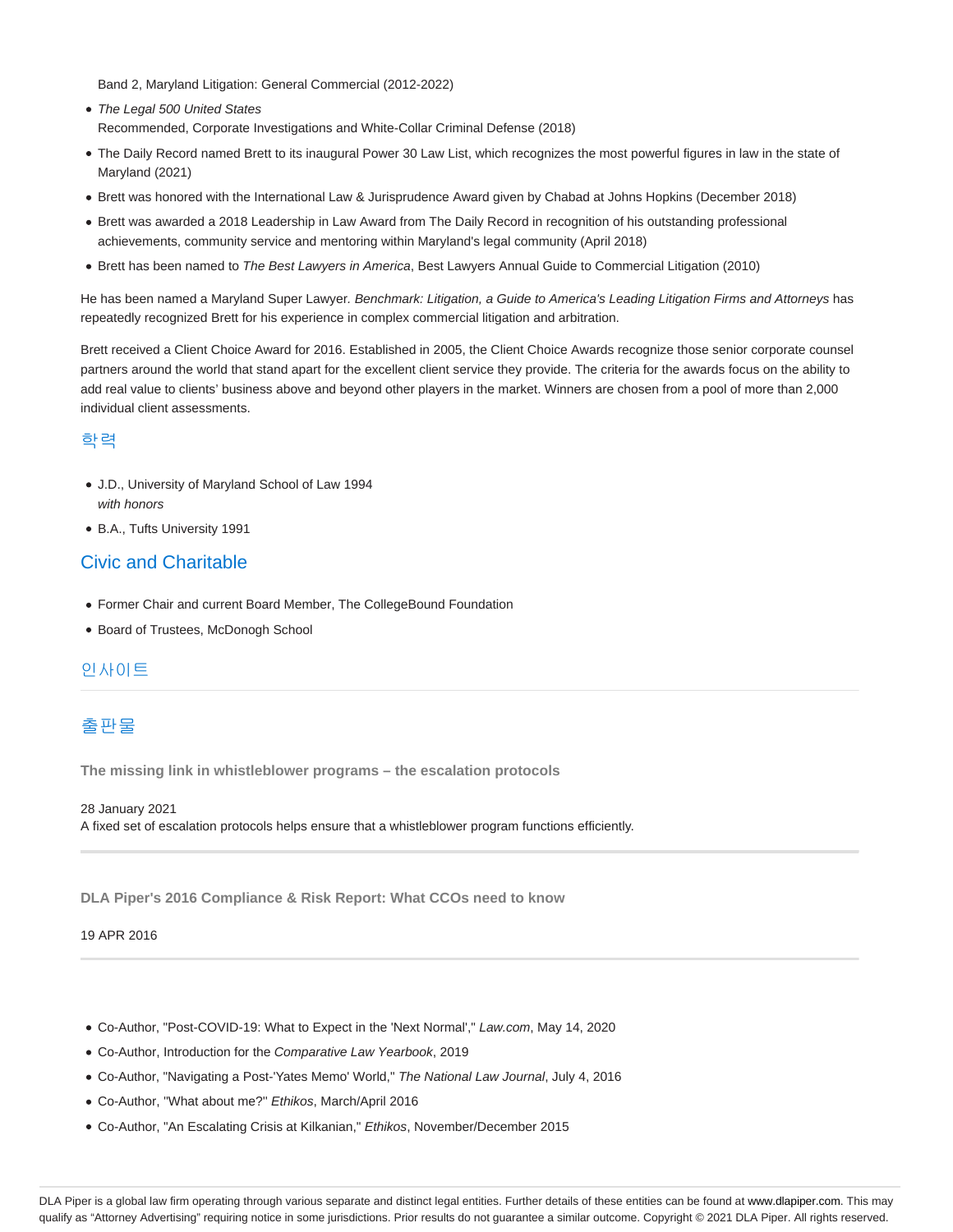Band 2, Maryland Litigation: General Commercial (2012-2022)

- *The Legal 500 United States*
  Recommended, Corporate Investigations and White-Collar Criminal Defense (2018)
- The Daily Record named Brett to its inaugural Power 30 Law List, which recognizes the most powerful figures in law in the state of Maryland (2021)
- Brett was honored with the International Law & Jurisprudence Award given by Chabad at Johns Hopkins (December 2018)
- Brett was awarded a 2018 Leadership in Law Award from The Daily Record in recognition of his outstanding professional achievements, community service and mentoring within Maryland's legal community (April 2018)
- Brett has been named to *The Best Lawyers in America*, Best Lawyers Annual Guide to Commercial Litigation (2010)

He has been named a Maryland Super Lawyer. *Benchmark: Litigation, a Guide to America's Leading Litigation Firms and Attorneys* has repeatedly recognized Brett for his experience in complex commercial litigation and arbitration.

Brett received a Client Choice Award for 2016. Established in 2005, the Client Choice Awards recognize those senior corporate counsel partners around the world that stand apart for the excellent client service they provide. The criteria for the awards focus on the ability to add real value to clients' business above and beyond other players in the market. Winners are chosen from a pool of more than 2,000 individual client assessments.

## 학력

- J.D., University of Maryland School of Law 1994
  *with honors*
- B.A., Tufts University 1991

## Civic and Charitable

- Former Chair and current Board Member, The CollegeBound Foundation
- Board of Trustees, McDonogh School

## 인사이트

## 출판물

**The missing link in whistleblower programs – the escalation protocols**

28 January 2021
A fixed set of escalation protocols helps ensure that a whistleblower program functions efficiently.

**DLA Piper's 2016 Compliance & Risk Report: What CCOs need to know**

19 APR 2016

- Co-Author, "Post-COVID-19: What to Expect in the 'Next Normal'," *Law.com*, May 14, 2020
- Co-Author, Introduction for the *Comparative Law Yearbook*, 2019
- Co-Author, "Navigating a Post-'Yates Memo' World," *The National Law Journal*, July 4, 2016
- Co-Author, "What about me?" *Ethikos*, March/April 2016
- Co-Author, "An Escalating Crisis at Kilkanian," *Ethikos*, November/December 2015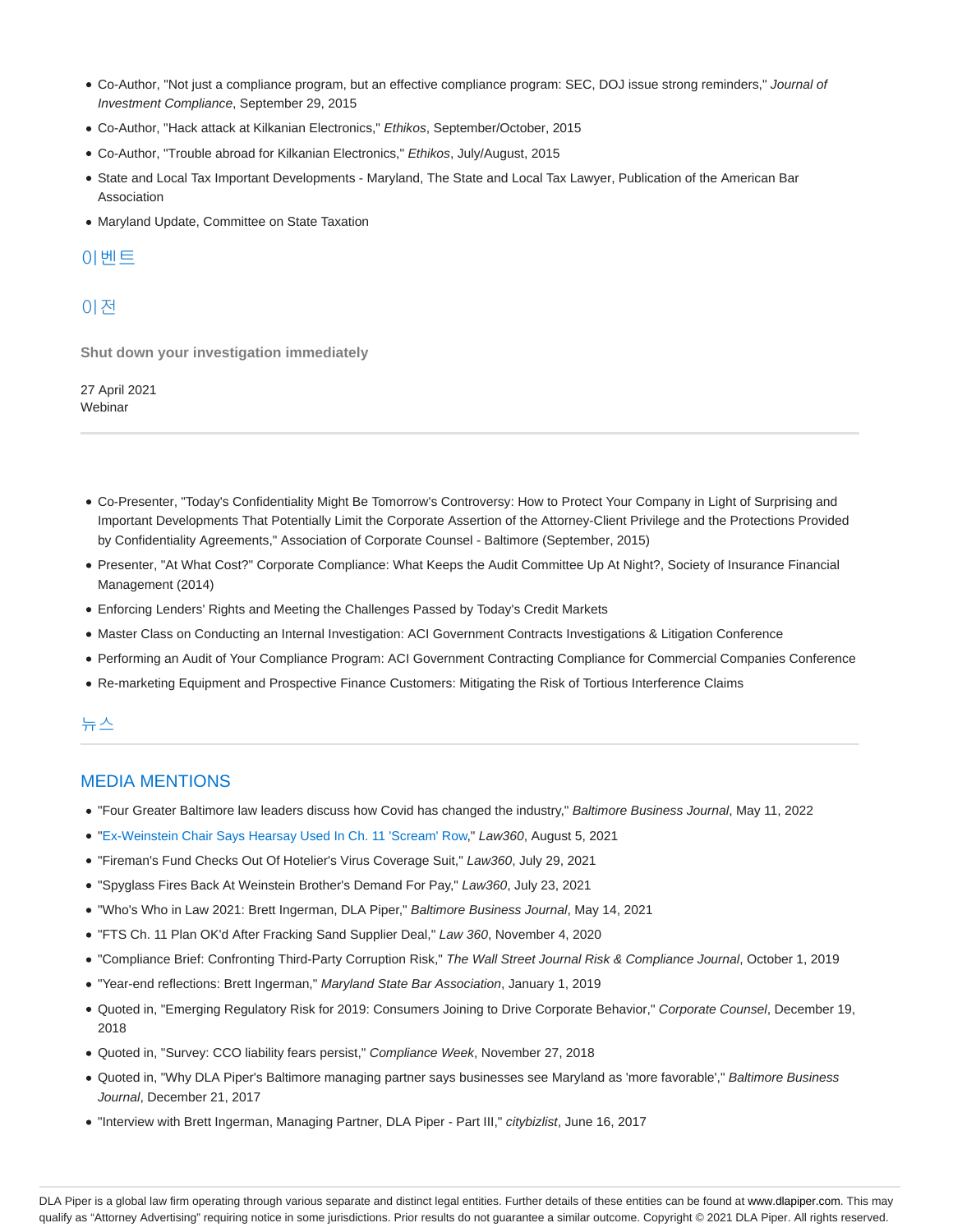- Co-Author, "Not just a compliance program, but an effective compliance program: SEC, DOJ issue strong reminders," *Journal of Investment Compliance*, September 29, 2015
- Co-Author, "Hack attack at Kilkanian Electronics," *Ethikos*, September/October, 2015
- Co-Author, "Trouble abroad for Kilkanian Electronics," *Ethikos*, July/August, 2015
- State and Local Tax Important Developments - Maryland, The State and Local Tax Lawyer, Publication of the American Bar Association
- Maryland Update, Committee on State Taxation

## 이벤트

### 이전

**Shut down your investigation immediately**

27 April 2021
Webinar

---

- Co-Presenter, "Today's Confidentiality Might Be Tomorrow's Controversy: How to Protect Your Company in Light of Surprising and Important Developments That Potentially Limit the Corporate Assertion of the Attorney-Client Privilege and the Protections Provided by Confidentiality Agreements," Association of Corporate Counsel - Baltimore (September, 2015)
- Presenter, "At What Cost?" Corporate Compliance: What Keeps the Audit Committee Up At Night?, Society of Insurance Financial Management (2014)
- Enforcing Lenders' Rights and Meeting the Challenges Passed by Today's Credit Markets
- Master Class on Conducting an Internal Investigation: ACI Government Contracts Investigations & Litigation Conference
- Performing an Audit of Your Compliance Program: ACI Government Contracting Compliance for Commercial Companies Conference
- Re-marketing Equipment and Prospective Finance Customers: Mitigating the Risk of Tortious Interference Claims

## 뉴스

### MEDIA MENTIONS

- "Four Greater Baltimore law leaders discuss how Covid has changed the industry," *Baltimore Business Journal*, May 11, 2022
- "Ex-Weinstein Chair Says Hearsay Used In Ch. 11 'Scream' Row," *Law360*, August 5, 2021
- "Fireman's Fund Checks Out Of Hotelier's Virus Coverage Suit," *Law360*, July 29, 2021
- "Spyglass Fires Back At Weinstein Brother's Demand For Pay," *Law360*, July 23, 2021
- "Who's Who in Law 2021: Brett Ingerman, DLA Piper," *Baltimore Business Journal*, May 14, 2021
- "FTS Ch. 11 Plan OK'd After Fracking Sand Supplier Deal," *Law 360*, November 4, 2020
- "Compliance Brief: Confronting Third-Party Corruption Risk," *The Wall Street Journal Risk & Compliance Journal*, October 1, 2019
- "Year-end reflections: Brett Ingerman," *Maryland State Bar Association*, January 1, 2019
- Quoted in, "Emerging Regulatory Risk for 2019: Consumers Joining to Drive Corporate Behavior," *Corporate Counsel*, December 19, 2018
- Quoted in, "Survey: CCO liability fears persist," *Compliance Week*, November 27, 2018
- Quoted in, "Why DLA Piper's Baltimore managing partner says businesses see Maryland as 'more favorable'," *Baltimore Business Journal*, December 21, 2017
- "Interview with Brett Ingerman, Managing Partner, DLA Piper - Part III," *citybizlist*, June 16, 2017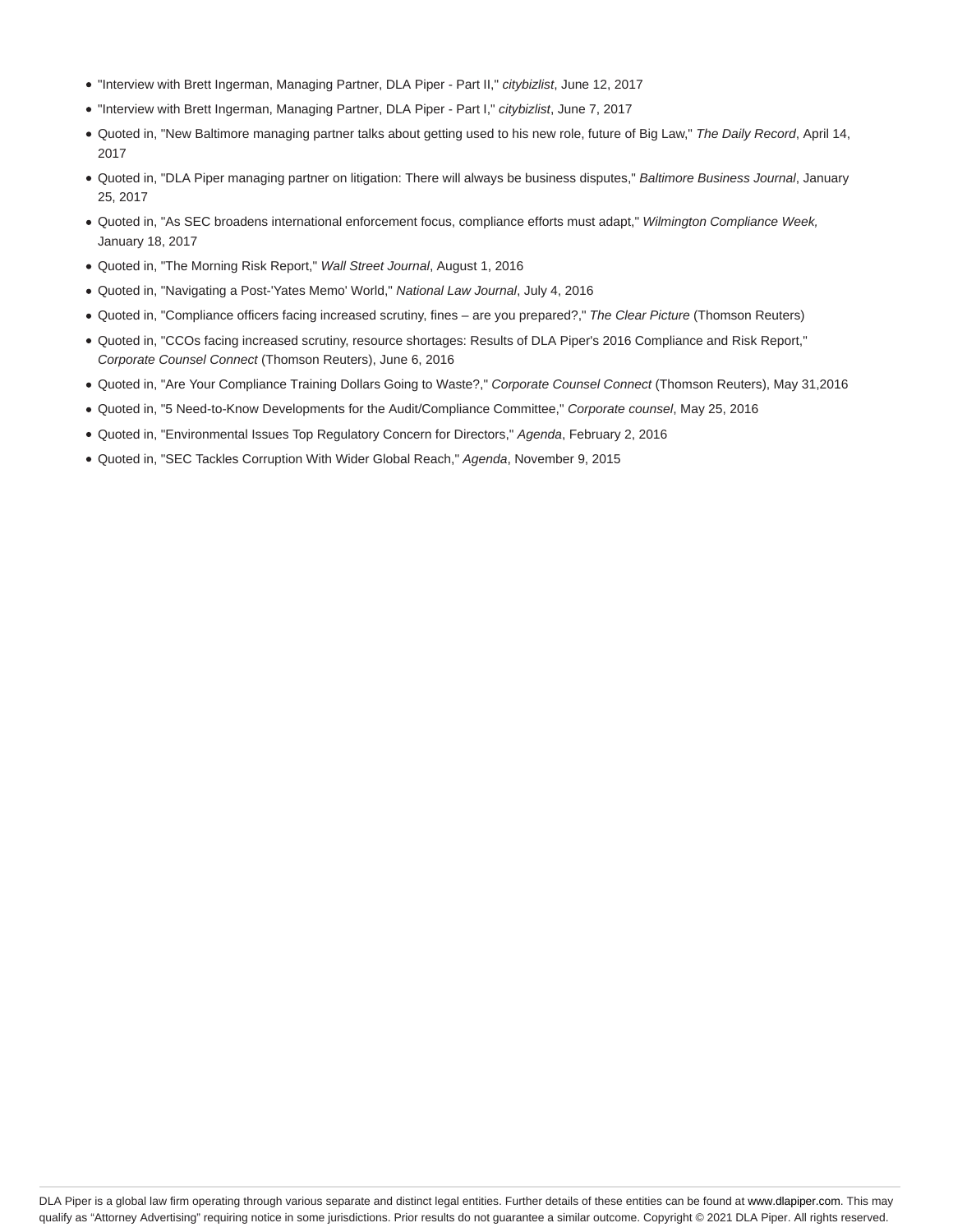- "Interview with Brett Ingerman, Managing Partner, DLA Piper - Part II," *citybizlist*, June 12, 2017
- "Interview with Brett Ingerman, Managing Partner, DLA Piper - Part I," *citybizlist*, June 7, 2017
- Quoted in, "New Baltimore managing partner talks about getting used to his new role, future of Big Law," *The Daily Record*, April 14, 2017
- Quoted in, "DLA Piper managing partner on litigation: There will always be business disputes," *Baltimore Business Journal*, January 25, 2017
- Quoted in, "As SEC broadens international enforcement focus, compliance efforts must adapt," *Wilmington Compliance Week,* January 18, 2017
- Quoted in, "The Morning Risk Report," *Wall Street Journal*, August 1, 2016
- Quoted in, "Navigating a Post-'Yates Memo' World," *National Law Journal*, July 4, 2016
- Quoted in, "Compliance officers facing increased scrutiny, fines – are you prepared?," *The Clear Picture* (Thomson Reuters)
- Quoted in, "CCOs facing increased scrutiny, resource shortages: Results of DLA Piper's 2016 Compliance and Risk Report," *Corporate Counsel Connect* (Thomson Reuters), June 6, 2016
- Quoted in, "Are Your Compliance Training Dollars Going to Waste?," *Corporate Counsel Connect* (Thomson Reuters), May 31,2016
- Quoted in, "5 Need-to-Know Developments for the Audit/Compliance Committee," *Corporate counsel*, May 25, 2016
- Quoted in, "Environmental Issues Top Regulatory Concern for Directors," *Agenda*, February 2, 2016
- Quoted in, "SEC Tackles Corruption With Wider Global Reach," *Agenda*, November 9, 2015

DLA Piper is a global law firm operating through various separate and distinct legal entities. Further details of these entities can be found at www.dlapiper.com. This may qualify as "Attorney Advertising" requiring notice in some jurisdictions. Prior results do not guarantee a similar outcome. Copyright © 2021 DLA Piper. All rights reserved.